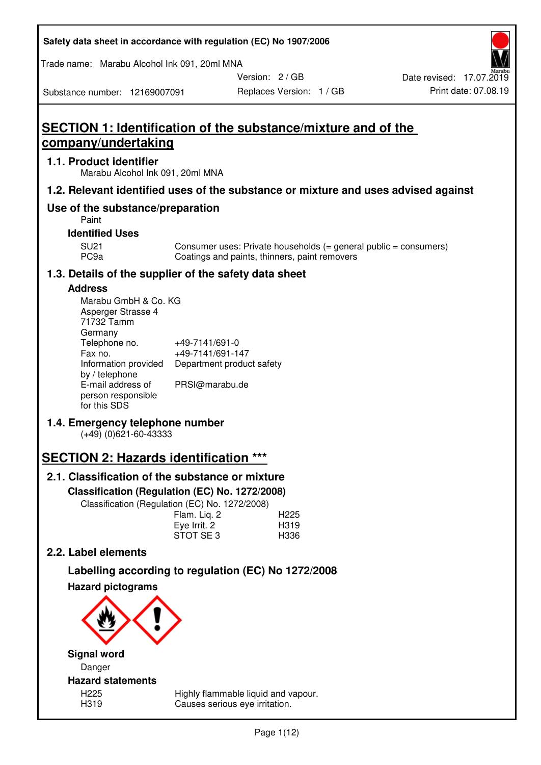Safety data sheet in accordance with regulation (EC) No 1907/2006

Trade name: Marabu Alcohol Ink 091, 20ml MNA

Version: 2 / GB
Replaces Version: 1 / GB
Date revised: 17.07.2019
Print date: 07.08.19

Substance number: 12169007091

# SECTION 1: Identification of the substance/mixture and of the company/undertaking

## 1.1. Product identifier

Marabu Alcohol Ink 091, 20ml MNA

## 1.2. Relevant identified uses of the substance or mixture and uses advised against

## Use of the substance/preparation

Paint

### Identified Uses

| | |
|---|---|
| SU21 | Consumer uses: Private households (= general public = consumers) |
| PC9a | Coatings and paints, thinners, paint removers |

## 1.3. Details of the supplier of the safety data sheet

### Address

Marabu GmbH & Co. KG
Asperger Strasse 4
71732 Tamm
Germany

| | |
|---|---|
| Telephone no. | +49-7141/691-0 |
| Fax no. | +49-7141/691-147 |
| Information provided by / telephone | Department product safety |
| E-mail address of person responsible for this SDS | PRSI@marabu.de |

## 1.4. Emergency telephone number

(+49) (0)621-60-43333

# SECTION 2: Hazards identification ***

## 2.1. Classification of the substance or mixture

### Classification (Regulation (EC) No. 1272/2008)

Classification (Regulation (EC) No. 1272/2008)

| | |
|---|---|
| Flam. Liq. 2 | H225 |
| Eye Irrit. 2 | H319 |
| STOT SE 3 | H336 |

## 2.2. Label elements

### Labelling according to regulation (EC) No 1272/2008

### Hazard pictograms

### Signal word

Danger

### Hazard statements

| | |
|---|---|
| H225 | Highly flammable liquid and vapour. |
| H319 | Causes serious eye irritation. |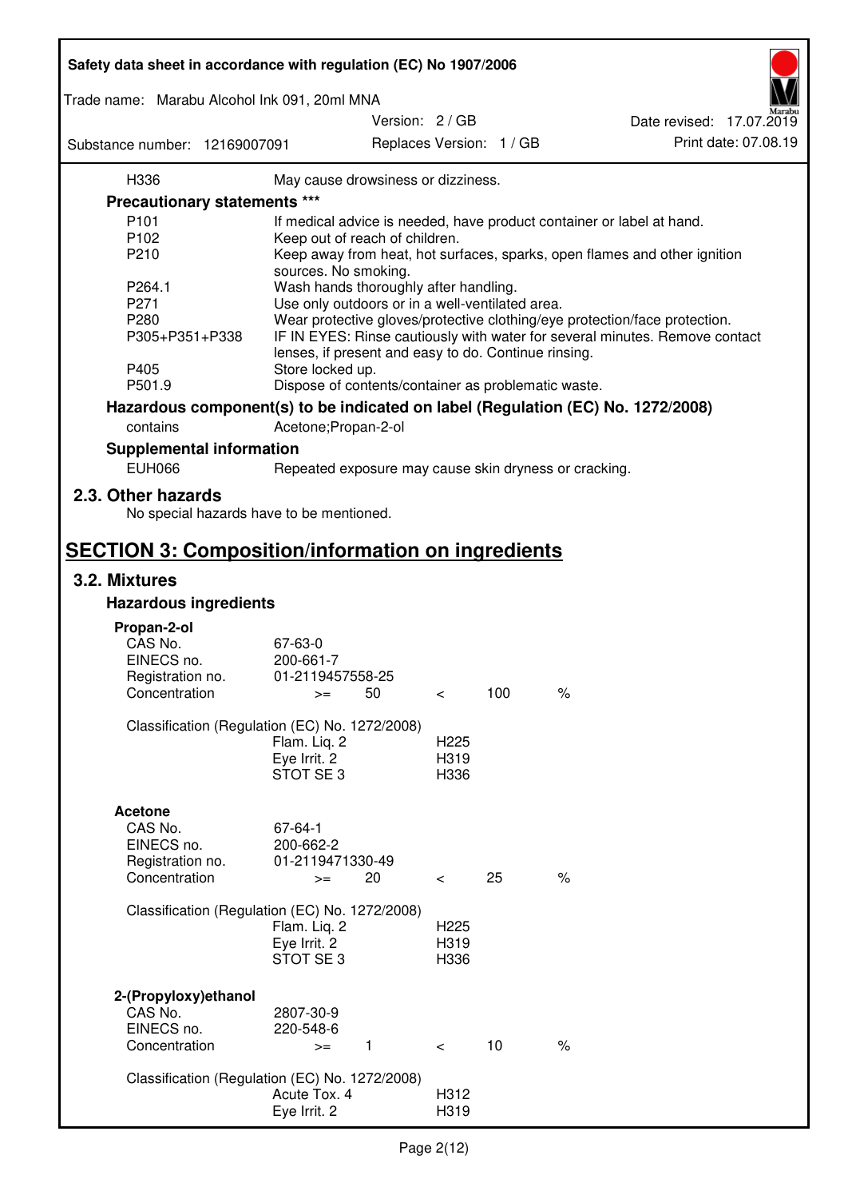| | |
|---|---|
| H336 | May cause drowsiness or dizziness. |

**Precautionary statements \*\*\***

| | |
|---|---|
| P101 | If medical advice is needed, have product container or label at hand. |
| P102 | Keep out of reach of children. |
| P210 | Keep away from heat, hot surfaces, sparks, open flames and other ignition sources. No smoking. |
| P264.1 | Wash hands thoroughly after handling. |
| P271 | Use only outdoors or in a well-ventilated area. |
| P280 | Wear protective gloves/protective clothing/eye protection/face protection. |
| P305+P351+P338 | IF IN EYES: Rinse cautiously with water for several minutes. Remove contact lenses, if present and easy to do. Continue rinsing. |
| P405 | Store locked up. |
| P501.9 | Dispose of contents/container as problematic waste. |

**Hazardous component(s) to be indicated on label (Regulation (EC) No. 1272/2008)**

| | |
|---|---|
| contains | Acetone;Propan-2-ol |

**Supplemental information**

| | |
|---|---|
| EUH066 | Repeated exposure may cause skin dryness or cracking. |

## 2.3. Other hazards

No special hazards have to be mentioned.

# SECTION 3: Composition/information on ingredients

## 3.2. Mixtures

### Hazardous ingredients

**Propan-2-ol**

| | |
|---|---|
| CAS No. | 67-63-0 |
| EINECS no. | 200-661-7 |
| Registration no. | 01-2119457558-25 |
| Concentration | >= 50 < 100 % |

Classification (Regulation (EC) No. 1272/2008)

| | |
|---|---|
| Flam. Liq. 2 | H225 |
| Eye Irrit. 2 | H319 |
| STOT SE 3 | H336 |

**Acetone**

| | |
|---|---|
| CAS No. | 67-64-1 |
| EINECS no. | 200-662-2 |
| Registration no. | 01-2119471330-49 |
| Concentration | >= 20 < 25 % |

Classification (Regulation (EC) No. 1272/2008)

| | |
|---|---|
| Flam. Liq. 2 | H225 |
| Eye Irrit. 2 | H319 |
| STOT SE 3 | H336 |

**2-(Propyloxy)ethanol**

| | |
|---|---|
| CAS No. | 2807-30-9 |
| EINECS no. | 220-548-6 |
| Concentration | >= 1 < 10 % |

Classification (Regulation (EC) No. 1272/2008)

| | |
|---|---|
| Acute Tox. 4 | H312 |
| Eye Irrit. 2 | H319 |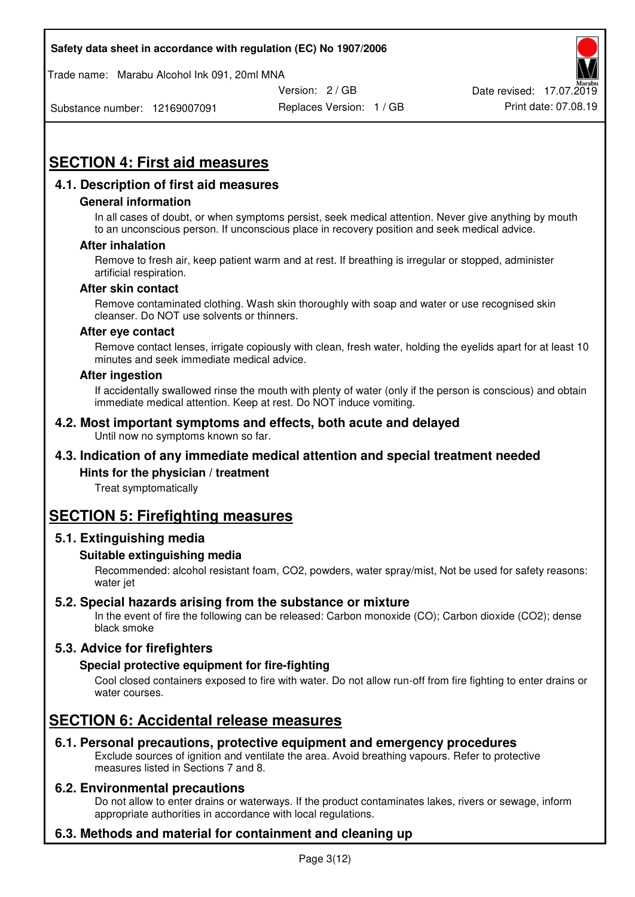# SECTION 4: First aid measures

## 4.1. Description of first aid measures

### General information

In all cases of doubt, or when symptoms persist, seek medical attention. Never give anything by mouth to an unconscious person. If unconscious place in recovery position and seek medical advice.

### After inhalation

Remove to fresh air, keep patient warm and at rest. If breathing is irregular or stopped, administer artificial respiration.

### After skin contact

Remove contaminated clothing. Wash skin thoroughly with soap and water or use recognised skin cleanser. Do NOT use solvents or thinners.

### After eye contact

Remove contact lenses, irrigate copiously with clean, fresh water, holding the eyelids apart for at least 10 minutes and seek immediate medical advice.

### After ingestion

If accidentally swallowed rinse the mouth with plenty of water (only if the person is conscious) and obtain immediate medical attention. Keep at rest. Do NOT induce vomiting.

## 4.2. Most important symptoms and effects, both acute and delayed

Until now no symptoms known so far.

## 4.3. Indication of any immediate medical attention and special treatment needed

### Hints for the physician / treatment

Treat symptomatically

# SECTION 5: Firefighting measures

## 5.1. Extinguishing media

### Suitable extinguishing media

Recommended: alcohol resistant foam, $CO_2$, powders, water spray/mist, Not be used for safety reasons: water jet

## 5.2. Special hazards arising from the substance or mixture

In the event of fire the following can be released: Carbon monoxide (CO); Carbon dioxide ($CO_2$); dense black smoke

## 5.3. Advice for firefighters

### Special protective equipment for fire-fighting

Cool closed containers exposed to fire with water. Do not allow run-off from fire fighting to enter drains or water courses.

# SECTION 6: Accidental release measures

## 6.1. Personal precautions, protective equipment and emergency procedures

Exclude sources of ignition and ventilate the area. Avoid breathing vapours. Refer to protective measures listed in Sections 7 and 8.

## 6.2. Environmental precautions

Do not allow to enter drains or waterways. If the product contaminates lakes, rivers or sewage, inform appropriate authorities in accordance with local regulations.

## 6.3. Methods and material for containment and cleaning up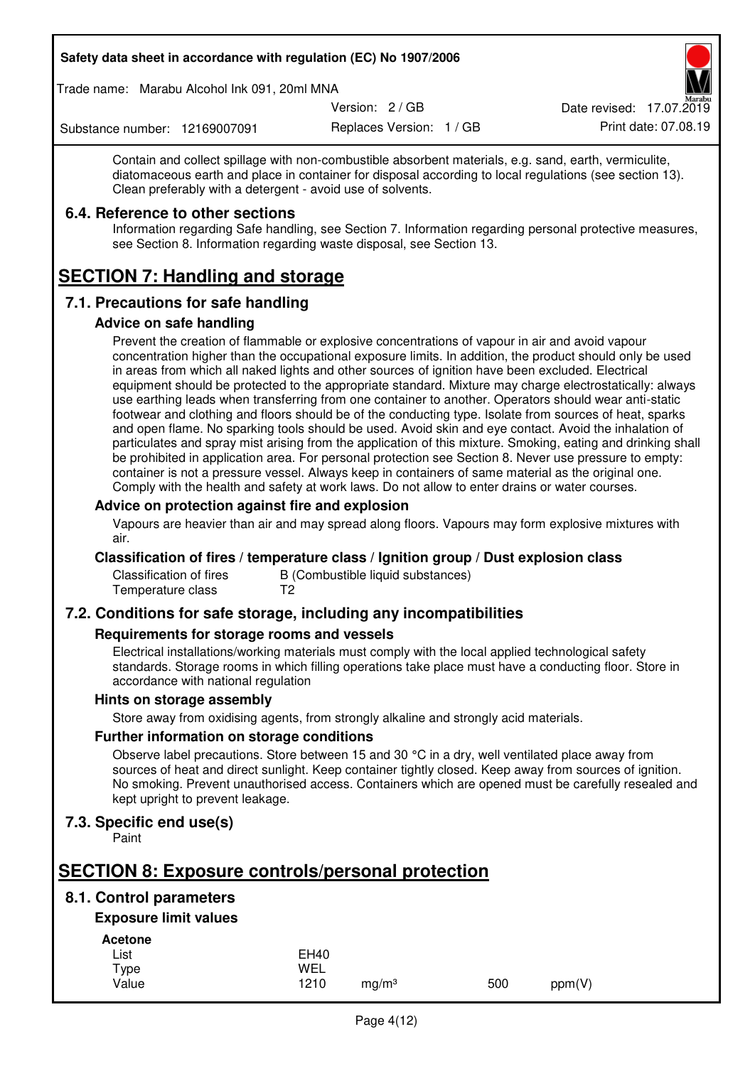Contain and collect spillage with non-combustible absorbent materials, e.g. sand, earth, vermiculite, diatomaceous earth and place in container for disposal according to local regulations (see section 13). Clean preferably with a detergent - avoid use of solvents.

### 6.4. Reference to other sections

Information regarding Safe handling, see Section 7. Information regarding personal protective measures, see Section 8. Information regarding waste disposal, see Section 13.

## SECTION 7: Handling and storage

### 7.1. Precautions for safe handling

#### Advice on safe handling

Prevent the creation of flammable or explosive concentrations of vapour in air and avoid vapour concentration higher than the occupational exposure limits. In addition, the product should only be used in areas from which all naked lights and other sources of ignition have been excluded. Electrical equipment should be protected to the appropriate standard. Mixture may charge electrostatically: always use earthing leads when transferring from one container to another. Operators should wear anti-static footwear and clothing and floors should be of the conducting type. Isolate from sources of heat, sparks and open flame. No sparking tools should be used. Avoid skin and eye contact. Avoid the inhalation of particulates and spray mist arising from the application of this mixture. Smoking, eating and drinking shall be prohibited in application area. For personal protection see Section 8. Never use pressure to empty: container is not a pressure vessel. Always keep in containers of same material as the original one. Comply with the health and safety at work laws. Do not allow to enter drains or water courses.

#### Advice on protection against fire and explosion

Vapours are heavier than air and may spread along floors. Vapours may form explosive mixtures with air.

#### Classification of fires / temperature class / Ignition group / Dust explosion class

| | |
|---|---|
| Classification of fires | B (Combustible liquid substances) |
| Temperature class | T2 |

### 7.2. Conditions for safe storage, including any incompatibilities

#### Requirements for storage rooms and vessels

Electrical installations/working materials must comply with the local applied technological safety standards. Storage rooms in which filling operations take place must have a conducting floor. Store in accordance with national regulation

#### Hints on storage assembly

Store away from oxidising agents, from strongly alkaline and strongly acid materials.

#### Further information on storage conditions

Observe label precautions. Store between 15 and 30 °C in a dry, well ventilated place away from sources of heat and direct sunlight. Keep container tightly closed. Keep away from sources of ignition. No smoking. Prevent unauthorised access. Containers which are opened must be carefully resealed and kept upright to prevent leakage.

### 7.3. Specific end use(s)

Paint

## SECTION 8: Exposure controls/personal protection

### 8.1. Control parameters

#### Exposure limit values

**Acetone**

| | | | | |
|---|---|---|---|---|
| List | EH40 | | | |
| Type | WEL | | | |
| Value | 1210 | mg/m³ | 500 | ppm(V) |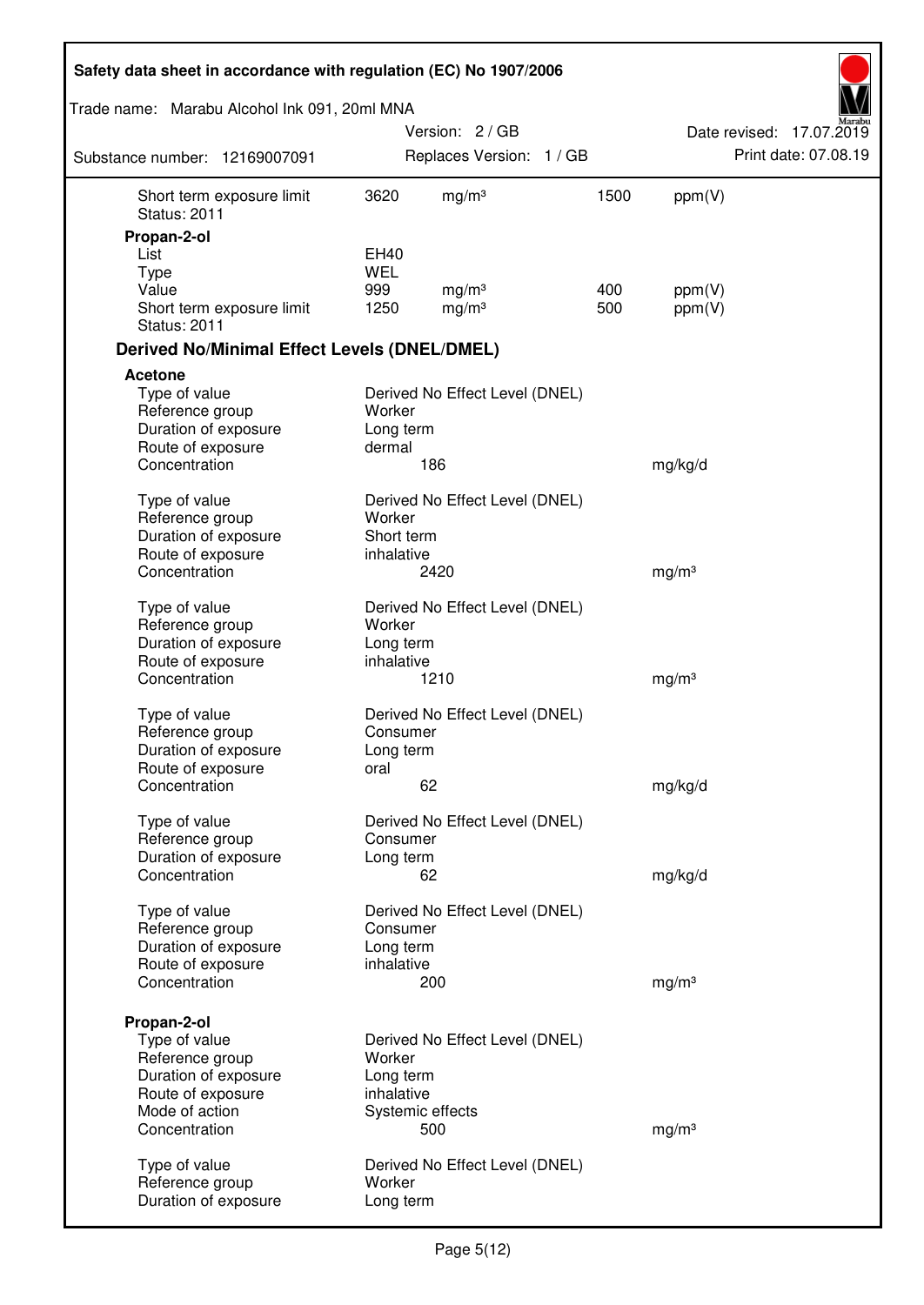| | | | | |
|---|---|---|---|---|
| Short term exposure limit | 3620 | mg/m³ | 1500 | ppm(V) |
| Status: 2011 | | | | |

**Propan-2-ol**

| | | | | |
|---|---|---|---|---|
| List | EH40 | | | |
| Type | WEL | | | |
| Value | 999 | mg/m³ | 400 | ppm(V) |
| Short term exposure limit | 1250 | mg/m³ | 500 | ppm(V) |
| Status: 2011 | | | | |

### Derived No/Minimal Effect Levels (DNEL/DMEL)

**Acetone**

| | | |
|---|---|---|
| Type of value | Derived No Effect Level (DNEL) | |
| Reference group | Worker | |
| Duration of exposure | Long term | |
| Route of exposure | dermal | |
| Concentration | 186 | mg/kg/d |

| | | |
|---|---|---|
| Type of value | Derived No Effect Level (DNEL) | |
| Reference group | Worker | |
| Duration of exposure | Short term | |
| Route of exposure | inhalative | |
| Concentration | 2420 | mg/m³ |

| | | |
|---|---|---|
| Type of value | Derived No Effect Level (DNEL) | |
| Reference group | Worker | |
| Duration of exposure | Long term | |
| Route of exposure | inhalative | |
| Concentration | 1210 | mg/m³ |

| | | |
|---|---|---|
| Type of value | Derived No Effect Level (DNEL) | |
| Reference group | Consumer | |
| Duration of exposure | Long term | |
| Route of exposure | oral | |
| Concentration | 62 | mg/kg/d |

| | | |
|---|---|---|
| Type of value | Derived No Effect Level (DNEL) | |
| Reference group | Consumer | |
| Duration of exposure | Long term | |
| Concentration | 62 | mg/kg/d |

| | | |
|---|---|---|
| Type of value | Derived No Effect Level (DNEL) | |
| Reference group | Consumer | |
| Duration of exposure | Long term | |
| Route of exposure | inhalative | |
| Concentration | 200 | mg/m³ |

**Propan-2-ol**

| | | |
|---|---|---|
| Type of value | Derived No Effect Level (DNEL) | |
| Reference group | Worker | |
| Duration of exposure | Long term | |
| Route of exposure | inhalative | |
| Mode of action | Systemic effects | |
| Concentration | 500 | mg/m³ |

| | |
|---|---|
| Type of value | Derived No Effect Level (DNEL) |
| Reference group | Worker |
| Duration of exposure | Long term |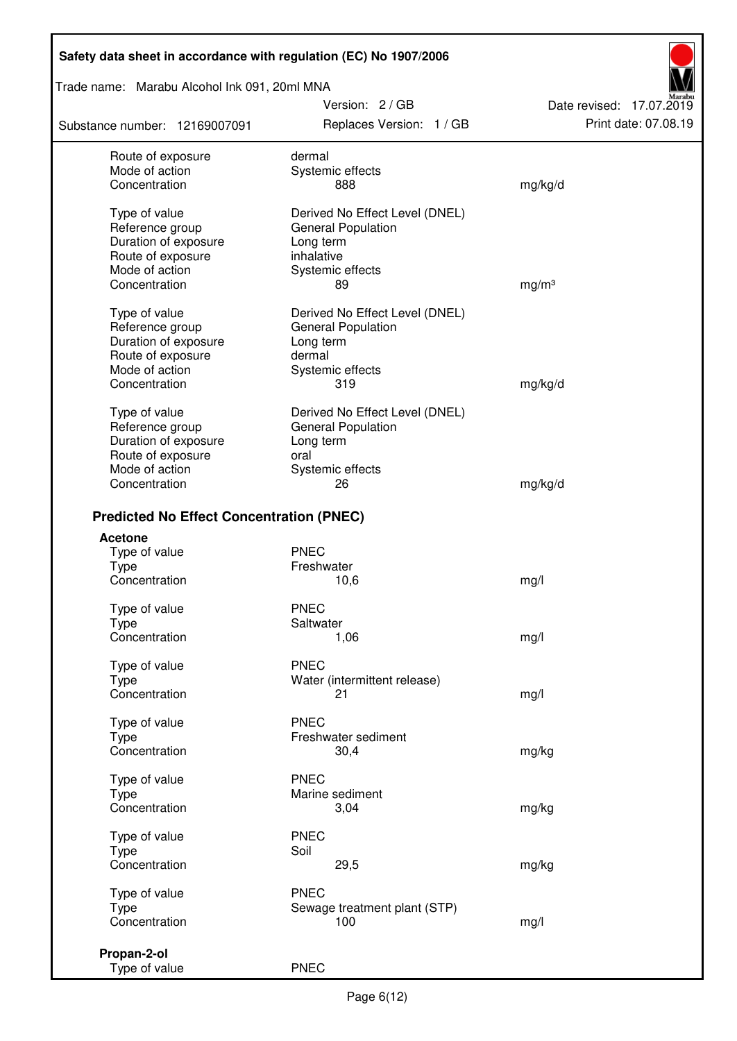| | | |
|---|---|---|
| Route of exposure | dermal | |
| Mode of action | Systemic effects | |
| Concentration | 888 | mg/kg/d |
| | | |
| Type of value | Derived No Effect Level (DNEL) | |
| Reference group | General Population | |
| Duration of exposure | Long term | |
| Route of exposure | inhalative | |
| Mode of action | Systemic effects | |
| Concentration | 89 | mg/m³ |
| | | |
| Type of value | Derived No Effect Level (DNEL) | |
| Reference group | General Population | |
| Duration of exposure | Long term | |
| Route of exposure | dermal | |
| Mode of action | Systemic effects | |
| Concentration | 319 | mg/kg/d |
| | | |
| Type of value | Derived No Effect Level (DNEL) | |
| Reference group | General Population | |
| Duration of exposure | Long term | |
| Route of exposure | oral | |
| Mode of action | Systemic effects | |
| Concentration | 26 | mg/kg/d |

## Predicted No Effect Concentration (PNEC)

**Acetone**

| | | |
|---|---|---|
| Type of value | PNEC | |
| Type | Freshwater | |
| Concentration | 10,6 | mg/l |
| | | |
| Type of value | PNEC | |
| Type | Saltwater | |
| Concentration | 1,06 | mg/l |
| | | |
| Type of value | PNEC | |
| Type | Water (intermittent release) | |
| Concentration | 21 | mg/l |
| | | |
| Type of value | PNEC | |
| Type | Freshwater sediment | |
| Concentration | 30,4 | mg/kg |
| | | |
| Type of value | PNEC | |
| Type | Marine sediment | |
| Concentration | 3,04 | mg/kg |
| | | |
| Type of value | PNEC | |
| Type | Soil | |
| Concentration | 29,5 | mg/kg |
| | | |
| Type of value | PNEC | |
| Type | Sewage treatment plant (STP) | |
| Concentration | 100 | mg/l |

**Propan-2-ol**

| | | |
|---|---|---|
| Type of value | PNEC | |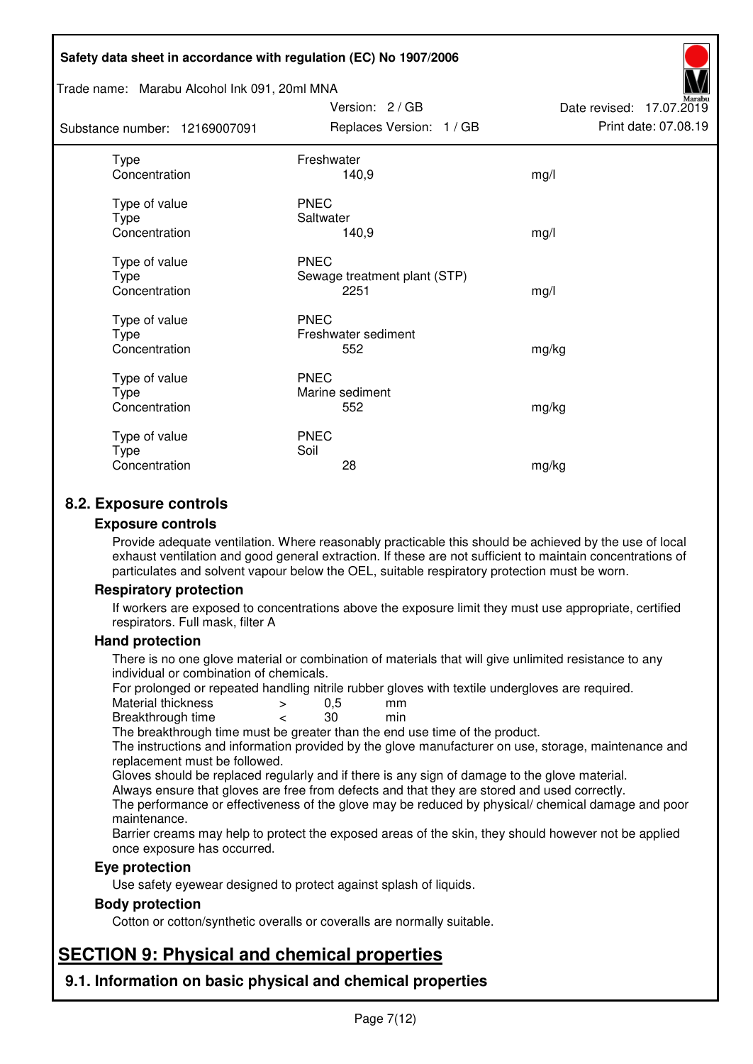| | | |
|---|---|---|
| Type | Freshwater | |
| Concentration | 140,9 | mg/l |
| | | |
| Type of value | PNEC | |
| Type | Saltwater | |
| Concentration | 140,9 | mg/l |
| | | |
| Type of value | PNEC | |
| Type | Sewage treatment plant (STP) | |
| Concentration | 2251 | mg/l |
| | | |
| Type of value | PNEC | |
| Type | Freshwater sediment | |
| Concentration | 552 | mg/kg |
| | | |
| Type of value | PNEC | |
| Type | Marine sediment | |
| Concentration | 552 | mg/kg |
| | | |
| Type of value | PNEC | |
| Type | Soil | |
| Concentration | 28 | mg/kg |

## 8.2. Exposure controls

### Exposure controls

Provide adequate ventilation. Where reasonably practicable this should be achieved by the use of local exhaust ventilation and good general extraction. If these are not sufficient to maintain concentrations of particulates and solvent vapour below the OEL, suitable respiratory protection must be worn.

### Respiratory protection

If workers are exposed to concentrations above the exposure limit they must use appropriate, certified respirators. Full mask, filter A

### Hand protection

There is no one glove material or combination of materials that will give unlimited resistance to any individual or combination of chemicals.

For prolonged or repeated handling nitrile rubber gloves with textile undergloves are required.

| | | | |
|---|---|---|---|
| Material thickness | > | 0,5 | mm |
| Breakthrough time | < | 30 | min |

The breakthrough time must be greater than the end use time of the product.

The instructions and information provided by the glove manufacturer on use, storage, maintenance and replacement must be followed.

Gloves should be replaced regularly and if there is any sign of damage to the glove material.

Always ensure that gloves are free from defects and that they are stored and used correctly.

The performance or effectiveness of the glove may be reduced by physical/ chemical damage and poor maintenance.

Barrier creams may help to protect the exposed areas of the skin, they should however not be applied once exposure has occurred.

### Eye protection

Use safety eyewear designed to protect against splash of liquids.

### Body protection

Cotton or cotton/synthetic overalls or coveralls are normally suitable.

# SECTION 9: Physical and chemical properties

## 9.1. Information on basic physical and chemical properties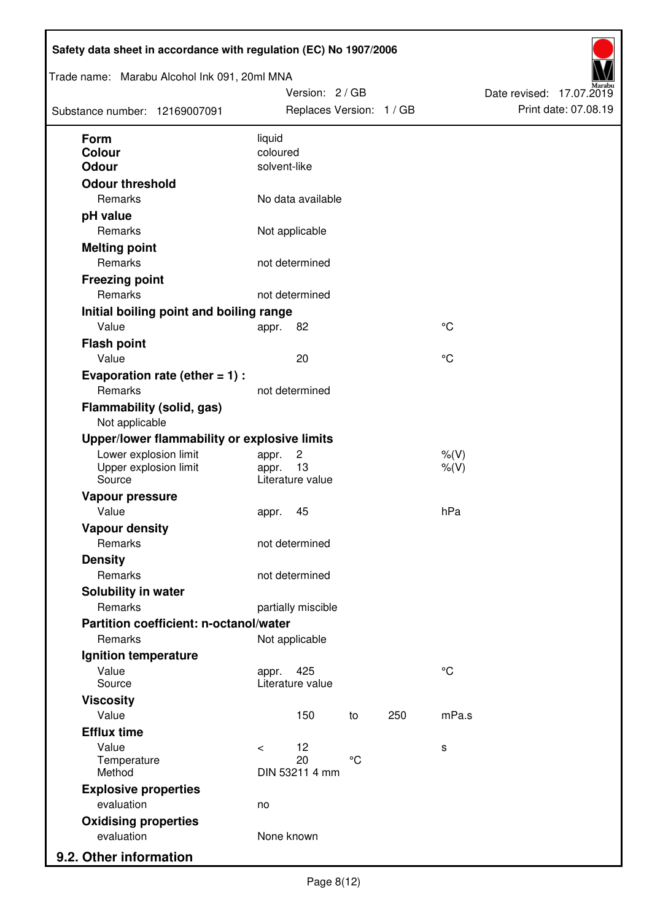| | | | | | |
|---|---|---|---|---|---|
| **Form** | liquid | | | | |
| **Colour** | coloured | | | | |
| **Odour** | solvent-like | | | | |
| **Odour threshold** | | | | | |
| Remarks | No data available | | | | |
| **pH value** | | | | | |
| Remarks | Not applicable | | | | |
| **Melting point** | | | | | |
| Remarks | not determined | | | | |
| **Freezing point** | | | | | |
| Remarks | not determined | | | | |
| **Initial boiling point and boiling range** | | | | | |
| Value | appr. | 82 | | | °C |
| **Flash point** | | | | | |
| Value | | 20 | | | °C |
| **Evaporation rate (ether = 1) :** | | | | | |
| Remarks | not determined | | | | |
| **Flammability (solid, gas)** | | | | | |
| Not applicable | | | | | |
| **Upper/lower flammability or explosive limits** | | | | | |
| Lower explosion limit | appr. | 2 | | | %(V) |
| Upper explosion limit | appr. | 13 | | | %(V) |
| Source | Literature value | | | | |
| **Vapour pressure** | | | | | |
| Value | appr. | 45 | | | hPa |
| **Vapour density** | | | | | |
| Remarks | not determined | | | | |
| **Density** | | | | | |
| Remarks | not determined | | | | |
| **Solubility in water** | | | | | |
| Remarks | partially miscible | | | | |
| **Partition coefficient: n-octanol/water** | | | | | |
| Remarks | Not applicable | | | | |
| **Ignition temperature** | | | | | |
| Value | appr. | 425 | | | °C |
| Source | Literature value | | | | |
| **Viscosity** | | | | | |
| Value | | 150 | to | 250 | mPa.s |
| **Efflux time** | | | | | |
| Value | < | 12 | | | s |
| Temperature | | 20 | °C | | |
| Method | DIN 53211 4 mm | | | | |
| **Explosive properties** | | | | | |
| evaluation | no | | | | |
| **Oxidising properties** | | | | | |
| evaluation | None known | | | | |

## 9.2. Other information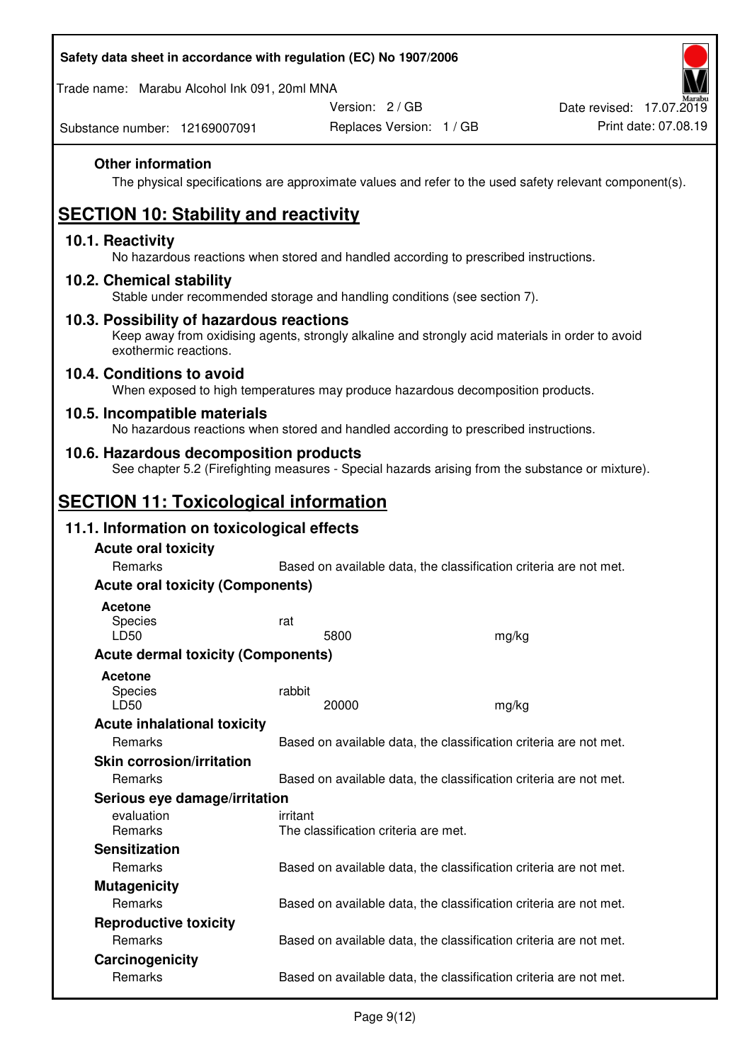### Other information

The physical specifications are approximate values and refer to the used safety relevant component(s).

## SECTION 10: Stability and reactivity

### 10.1. Reactivity

No hazardous reactions when stored and handled according to prescribed instructions.

### 10.2. Chemical stability

Stable under recommended storage and handling conditions (see section 7).

### 10.3. Possibility of hazardous reactions

Keep away from oxidising agents, strongly alkaline and strongly acid materials in order to avoid exothermic reactions.

### 10.4. Conditions to avoid

When exposed to high temperatures may produce hazardous decomposition products.

### 10.5. Incompatible materials

No hazardous reactions when stored and handled according to prescribed instructions.

### 10.6. Hazardous decomposition products

See chapter 5.2 (Firefighting measures - Special hazards arising from the substance or mixture).

## SECTION 11: Toxicological information

### 11.1. Information on toxicological effects

**Acute oral toxicity**

| | | |
|---|---|---|
| Remarks | Based on available data, the classification criteria are not met. | |

**Acute oral toxicity (Components)**

**Acetone**

| | | |
|---|---|---|
| Species | rat | |
| LD50 | 5800 | mg/kg |

**Acute dermal toxicity (Components)**

**Acetone**

| | | |
|---|---|---|
| Species | rabbit | |
| LD50 | 20000 | mg/kg |

**Acute inhalational toxicity**

| | |
|---|---|
| Remarks | Based on available data, the classification criteria are not met. |

**Skin corrosion/irritation**

| | |
|---|---|
| Remarks | Based on available data, the classification criteria are not met. |

**Serious eye damage/irritation**

| | |
|---|---|
| evaluation | irritant |
| Remarks | The classification criteria are met. |

**Sensitization**

| | |
|---|---|
| Remarks | Based on available data, the classification criteria are not met. |

**Mutagenicity**

| | |
|---|---|
| Remarks | Based on available data, the classification criteria are not met. |

**Reproductive toxicity**

| | |
|---|---|
| Remarks | Based on available data, the classification criteria are not met. |

**Carcinogenicity**

| | |
|---|---|
| Remarks | Based on available data, the classification criteria are not met. |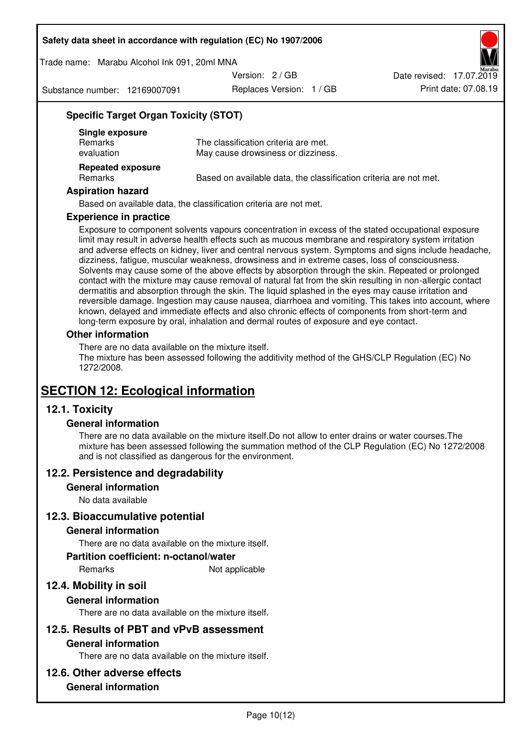### Specific Target Organ Toxicity (STOT)

**Single exposure**

| | |
|---|---|
| Remarks | The classification criteria are met. |
| evaluation | May cause drowsiness or dizziness. |

**Repeated exposure**

| | |
|---|---|
| Remarks | Based on available data, the classification criteria are not met. |

### Aspiration hazard

Based on available data, the classification criteria are not met.

### Experience in practice

Exposure to component solvents vapours concentration in excess of the stated occupational exposure limit may result in adverse health effects such as mucous membrane and respiratory system irritation and adverse effects on kidney, liver and central nervous system. Symptoms and signs include headache, dizziness, fatigue, muscular weakness, drowsiness and in extreme cases, loss of consciousness. Solvents may cause some of the above effects by absorption through the skin. Repeated or prolonged contact with the mixture may cause removal of natural fat from the skin resulting in non-allergic contact dermatitis and absorption through the skin. The liquid splashed in the eyes may cause irritation and reversible damage. Ingestion may cause nausea, diarrhoea and vomiting. This takes into account, where known, delayed and immediate effects and also chronic effects of components from short-term and long-term exposure by oral, inhalation and dermal routes of exposure and eye contact.

### Other information

There are no data available on the mixture itself.
The mixture has been assessed following the additivity method of the GHS/CLP Regulation (EC) No 1272/2008.

# SECTION 12: Ecological information

## 12.1. Toxicity

### General information

There are no data available on the mixture itself.Do not allow to enter drains or water courses.The mixture has been assessed following the summation method of the CLP Regulation (EC) No 1272/2008 and is not classified as dangerous for the environment.

## 12.2. Persistence and degradability

### General information

No data available

## 12.3. Bioaccumulative potential

### General information

There are no data available on the mixture itself.

### Partition coefficient: n-octanol/water

| | |
|---|---|
| Remarks | Not applicable |

## 12.4. Mobility in soil

### General information

There are no data available on the mixture itself.

## 12.5. Results of PBT and vPvB assessment

### General information

There are no data available on the mixture itself.

## 12.6. Other adverse effects

### General information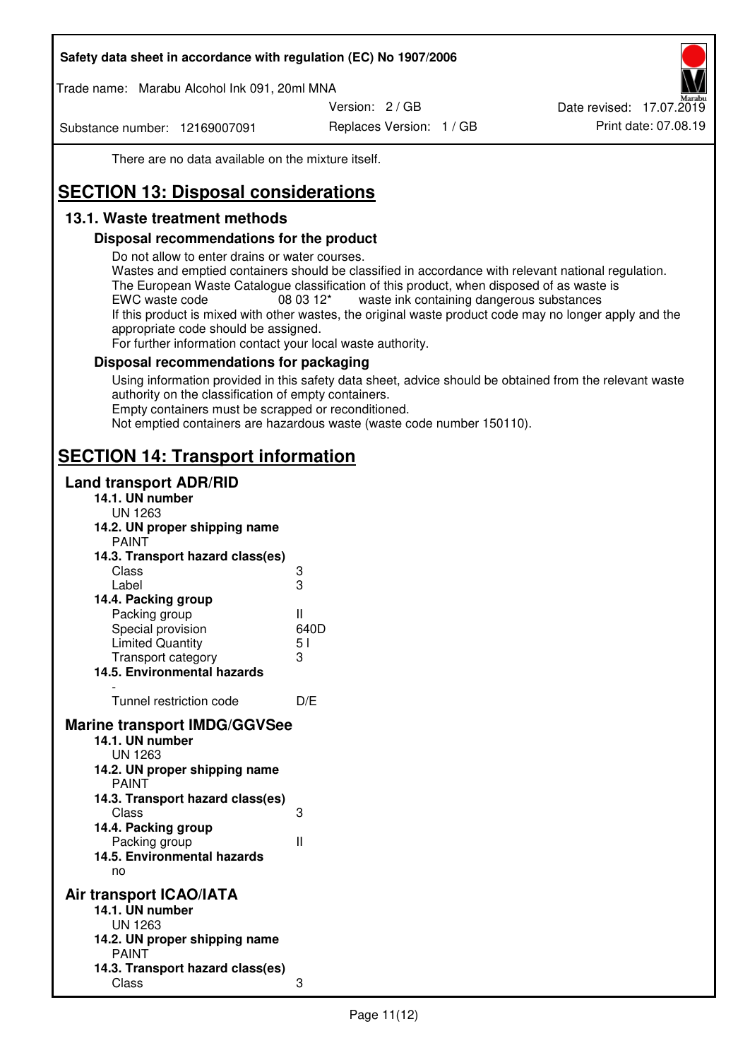There are no data available on the mixture itself.

# SECTION 13: Disposal considerations

## 13.1. Waste treatment methods

### Disposal recommendations for the product

Do not allow to enter drains or water courses.
Wastes and emptied containers should be classified in accordance with relevant national regulation.
The European Waste Catalogue classification of this product, when disposed of as waste is
EWC waste code 08 03 12* waste ink containing dangerous substances
If this product is mixed with other wastes, the original waste product code may no longer apply and the appropriate code should be assigned.
For further information contact your local waste authority.

### Disposal recommendations for packaging

Using information provided in this safety data sheet, advice should be obtained from the relevant waste authority on the classification of empty containers.
Empty containers must be scrapped or reconditioned.
Not emptied containers are hazardous waste (waste code number 150110).

# SECTION 14: Transport information

## Land transport ADR/RID

**14.1. UN number**
UN 1263

**14.2. UN proper shipping name**
PAINT

**14.3. Transport hazard class(es)**

| | |
|---|---|
| Class | 3 |
| Label | 3 |

**14.4. Packing group**

| | |
|---|---|
| Packing group | II |
| Special provision | 640D |
| Limited Quantity | 5 l |
| Transport category | 3 |

**14.5. Environmental hazards**
-

| | |
|---|---|
| Tunnel restriction code | D/E |

## Marine transport IMDG/GGVSee

**14.1. UN number**
UN 1263

**14.2. UN proper shipping name**
PAINT

**14.3. Transport hazard class(es)**

| | |
|---|---|
| Class | 3 |

**14.4. Packing group**

| | |
|---|---|
| Packing group | II |

**14.5. Environmental hazards**
no

## Air transport ICAO/IATA

**14.1. UN number**
UN 1263

**14.2. UN proper shipping name**
PAINT

**14.3. Transport hazard class(es)**

| | |
|---|---|
| Class | 3 |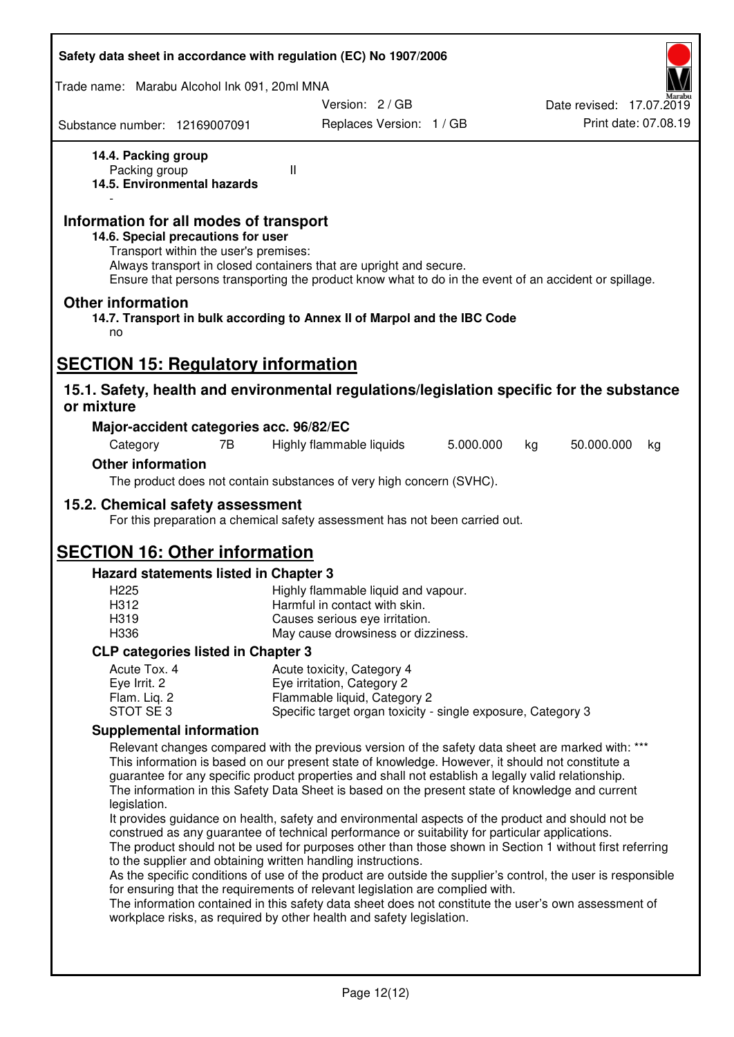#### 14.4. Packing group

Packing group II

#### 14.5. Environmental hazards

-

### Information for all modes of transport

#### 14.6. Special precautions for user

Transport within the user's premises:
Always transport in closed containers that are upright and secure.
Ensure that persons transporting the product know what to do in the event of an accident or spillage.

### Other information

#### 14.7. Transport in bulk according to Annex II of Marpol and the IBC Code

no

## SECTION 15: Regulatory information

### 15.1. Safety, health and environmental regulations/legislation specific for the substance or mixture

#### Major-accident categories acc. 96/82/EC

| | | | | | | |
|---|---|---|---|---|---|---|
| Category | 7B | Highly flammable liquids | 5.000.000 | kg | 50.000.000 | kg |

#### Other information

The product does not contain substances of very high concern (SVHC).

### 15.2. Chemical safety assessment

For this preparation a chemical safety assessment has not been carried out.

## SECTION 16: Other information

#### Hazard statements listed in Chapter 3

| | |
|---|---|
| H225 | Highly flammable liquid and vapour. |
| H312 | Harmful in contact with skin. |
| H319 | Causes serious eye irritation. |
| H336 | May cause drowsiness or dizziness. |

#### CLP categories listed in Chapter 3

| | |
|---|---|
| Acute Tox. 4 | Acute toxicity, Category 4 |
| Eye Irrit. 2 | Eye irritation, Category 2 |
| Flam. Liq. 2 | Flammable liquid, Category 2 |
| STOT SE 3 | Specific target organ toxicity - single exposure, Category 3 |

#### Supplemental information

Relevant changes compared with the previous version of the safety data sheet are marked with: ***
This information is based on our present state of knowledge. However, it should not constitute a guarantee for any specific product properties and shall not establish a legally valid relationship.
The information in this Safety Data Sheet is based on the present state of knowledge and current legislation.
It provides guidance on health, safety and environmental aspects of the product and should not be construed as any guarantee of technical performance or suitability for particular applications.
The product should not be used for purposes other than those shown in Section 1 without first referring to the supplier and obtaining written handling instructions.
As the specific conditions of use of the product are outside the supplier's control, the user is responsible for ensuring that the requirements of relevant legislation are complied with.
The information contained in this safety data sheet does not constitute the user's own assessment of workplace risks, as required by other health and safety legislation.